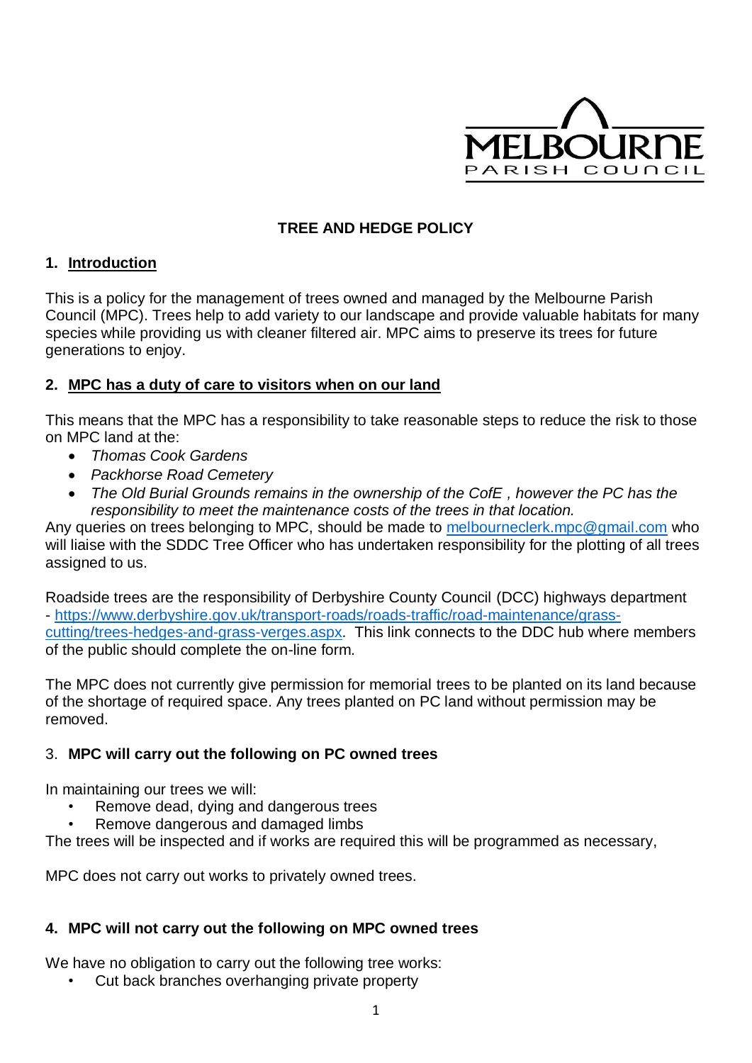MELBOURNE PARISH COUNCIL

# TREE AND HEDGE POLICY

## 1. Introduction

This is a policy for the management of trees owned and managed by the Melbourne Parish Council (MPC). Trees help to add variety to our landscape and provide valuable habitats for many species while providing us with cleaner filtered air. MPC aims to preserve its trees for future generations to enjoy.

## 2. MPC has a duty of care to visitors when on our land

This means that the MPC has a responsibility to take reasonable steps to reduce the risk to those on MPC land at the:

- *Thomas Cook Gardens*
- *Packhorse Road Cemetery*
- *The Old Burial Grounds remains in the ownership of the CofE , however the PC has the responsibility to meet the maintenance costs of the trees in that location.*

Any queries on trees belonging to MPC, should be made to melbourneclerk.mpc@gmail.com who will liaise with the SDDC Tree Officer who has undertaken responsibility for the plotting of all trees assigned to us.

Roadside trees are the responsibility of Derbyshire County Council (DCC) highways department - https://www.derbyshire.gov.uk/transport-roads/roads-traffic/road-maintenance/grass-cutting/trees-hedges-and-grass-verges.aspx. This link connects to the DDC hub where members of the public should complete the on-line form.

The MPC does not currently give permission for memorial trees to be planted on its land because of the shortage of required space. Any trees planted on PC land without permission may be removed.

## 3. MPC will carry out the following on PC owned trees

In maintaining our trees we will:

- Remove dead, dying and dangerous trees
- Remove dangerous and damaged limbs

The trees will be inspected and if works are required this will be programmed as necessary,

MPC does not carry out works to privately owned trees.

## 4. MPC will not carry out the following on MPC owned trees

We have no obligation to carry out the following tree works:

- Cut back branches overhanging private property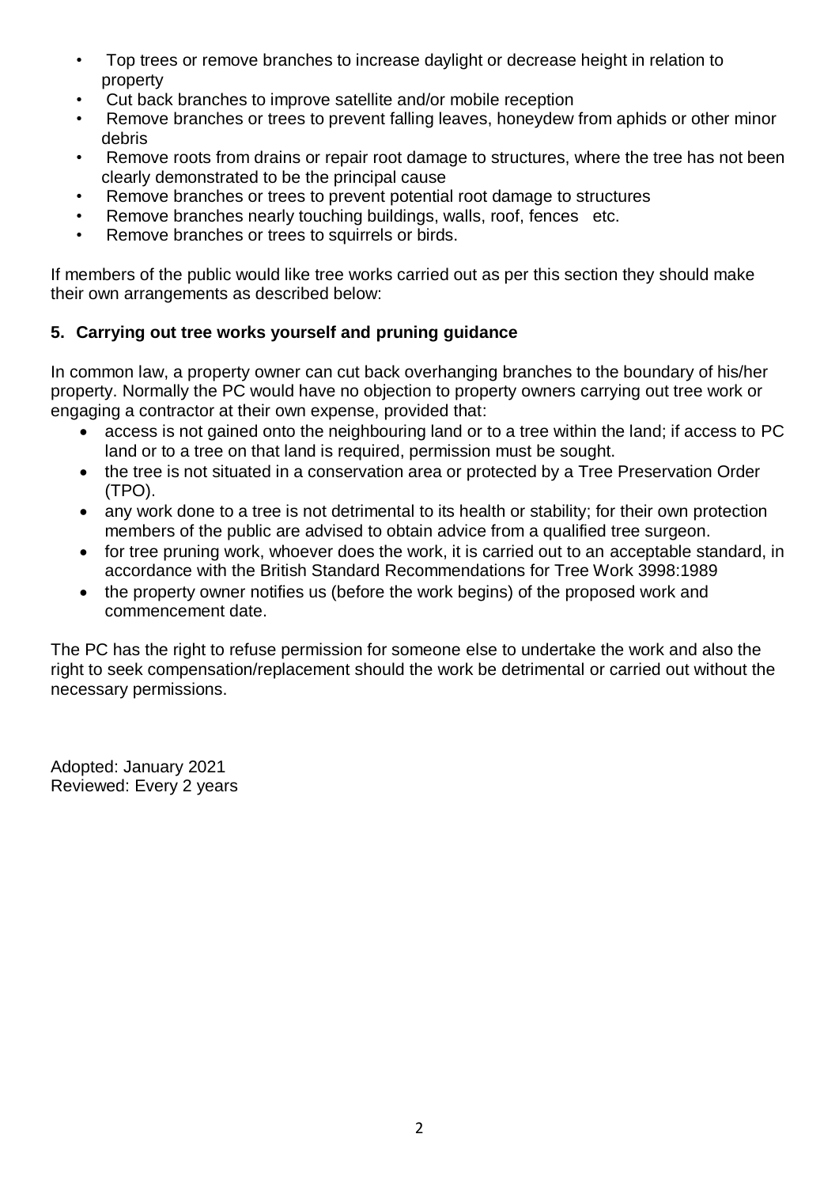- Top trees or remove branches to increase daylight or decrease height in relation to property
- Cut back branches to improve satellite and/or mobile reception
- Remove branches or trees to prevent falling leaves, honeydew from aphids or other minor debris
- Remove roots from drains or repair root damage to structures, where the tree has not been clearly demonstrated to be the principal cause
- Remove branches or trees to prevent potential root damage to structures
- Remove branches nearly touching buildings, walls, roof, fences etc.
- Remove branches or trees to squirrels or birds.

If members of the public would like tree works carried out as per this section they should make their own arrangements as described below:

## 5. Carrying out tree works yourself and pruning guidance

In common law, a property owner can cut back overhanging branches to the boundary of his/her property. Normally the PC would have no objection to property owners carrying out tree work or engaging a contractor at their own expense, provided that:

- access is not gained onto the neighbouring land or to a tree within the land; if access to PC land or to a tree on that land is required, permission must be sought.
- the tree is not situated in a conservation area or protected by a Tree Preservation Order (TPO).
- any work done to a tree is not detrimental to its health or stability; for their own protection members of the public are advised to obtain advice from a qualified tree surgeon.
- for tree pruning work, whoever does the work, it is carried out to an acceptable standard, in accordance with the British Standard Recommendations for Tree Work 3998:1989
- the property owner notifies us (before the work begins) of the proposed work and commencement date.

The PC has the right to refuse permission for someone else to undertake the work and also the right to seek compensation/replacement should the work be detrimental or carried out without the necessary permissions.

Adopted: January 2021
Reviewed: Every 2 years